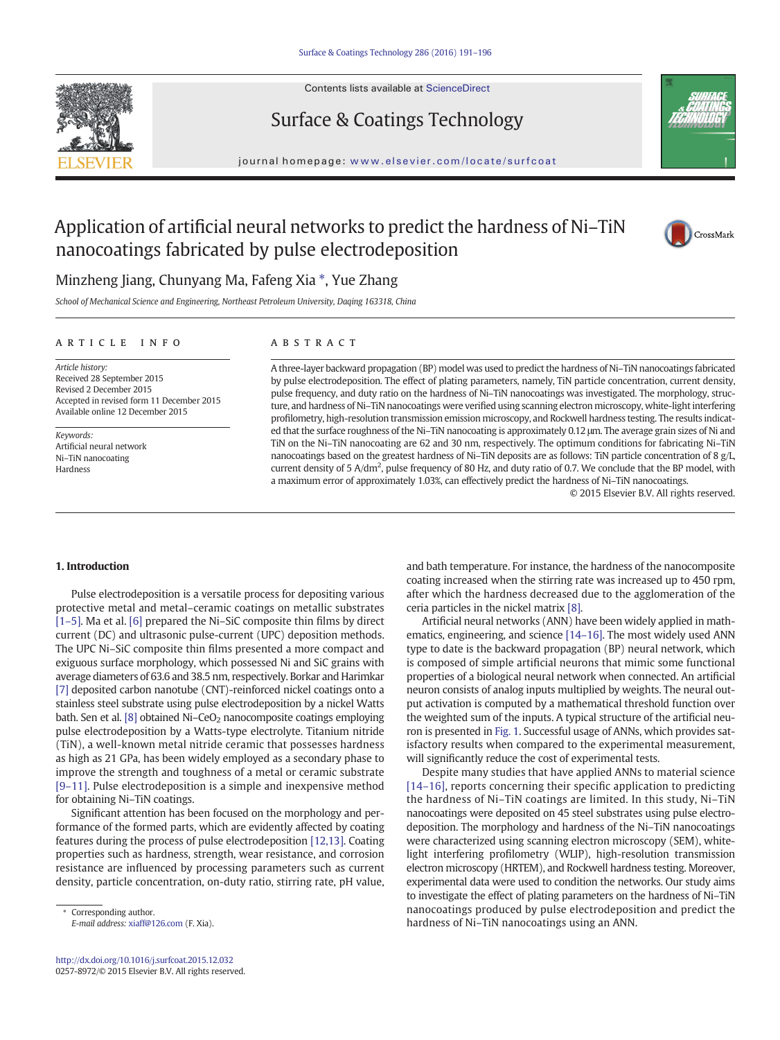# Application of artificial neural networks to predict the hardness of Ni–TiN nanocoatings fabricated by pulse electrodeposition

Minzheng Jiang, Chunyang Ma, Fafeng Xia *, Yue Zhang

*School of Mechanical Science and Engineering, Northeast Petroleum University, Daqing 163318, China*

## ARTICLE INFO

*Article history:*
Received 28 September 2015
Revised 2 December 2015
Accepted in revised form 11 December 2015
Available online 12 December 2015

*Keywords:*
Artificial neural network
Ni–TiN nanocoating
Hardness

## ABSTRACT

A three-layer backward propagation (BP) model was used to predict the hardness of Ni–TiN nanocoatings fabricated by pulse electrodeposition. The effect of plating parameters, namely, TiN particle concentration, current density, pulse frequency, and duty ratio on the hardness of Ni–TiN nanocoatings was investigated. The morphology, structure, and hardness of Ni–TiN nanocoatings were verified using scanning electron microscopy, white-light interfering profilometry, high-resolution transmission emission microscopy, and Rockwell hardness testing. The results indicated that the surface roughness of the Ni–TiN nanocoating is approximately 0.12 μm. The average grain sizes of Ni and TiN on the Ni–TiN nanocoating are 62 and 30 nm, respectively. The optimum conditions for fabricating Ni–TiN nanocoatings based on the greatest hardness of Ni–TiN deposits are as follows: TiN particle concentration of 8 g/L, current density of 5 A/dm$^2$, pulse frequency of 80 Hz, and duty ratio of 0.7. We conclude that the BP model, with a maximum error of approximately 1.03%, can effectively predict the hardness of Ni–TiN nanocoatings.

© 2015 Elsevier B.V. All rights reserved.

## 1. Introduction

Pulse electrodeposition is a versatile process for depositing various protective metal and metal–ceramic coatings on metallic substrates [1–5]. Ma et al. [6] prepared the Ni–SiC composite thin films by direct current (DC) and ultrasonic pulse-current (UPC) deposition methods. The UPC Ni–SiC composite thin films presented a more compact and exiguous surface morphology, which possessed Ni and SiC grains with average diameters of 63.6 and 38.5 nm, respectively. Borkar and Harimkar [7] deposited carbon nanotube (CNT)-reinforced nickel coatings onto a stainless steel substrate using pulse electrodeposition by a nickel Watts bath. Sen et al. [8] obtained Ni–$CeO_2$ nanocomposite coatings employing pulse electrodeposition by a Watts-type electrolyte. Titanium nitride (TiN), a well-known metal nitride ceramic that possesses hardness as high as 21 GPa, has been widely employed as a secondary phase to improve the strength and toughness of a metal or ceramic substrate [9–11]. Pulse electrodeposition is a simple and inexpensive method for obtaining Ni–TiN coatings.

Significant attention has been focused on the morphology and performance of the formed parts, which are evidently affected by coating features during the process of pulse electrodeposition [12,13]. Coating properties such as hardness, strength, wear resistance, and corrosion resistance are influenced by processing parameters such as current density, particle concentration, on-duty ratio, stirring rate, pH value, and bath temperature. For instance, the hardness of the nanocomposite coating increased when the stirring rate was increased up to 450 rpm, after which the hardness decreased due to the agglomeration of the ceria particles in the nickel matrix [8].

Artificial neural networks (ANN) have been widely applied in mathematics, engineering, and science [14–16]. The most widely used ANN type to date is the backward propagation (BP) neural network, which is composed of simple artificial neurons that mimic some functional properties of a biological neural network when connected. An artificial neuron consists of analog inputs multiplied by weights. The neural output activation is computed by a mathematical threshold function over the weighted sum of the inputs. A typical structure of the artificial neuron is presented in Fig. 1. Successful usage of ANNs, which provides satisfactory results when compared to the experimental measurement, will significantly reduce the cost of experimental tests.

Despite many studies that have applied ANNs to material science [14–16], reports concerning their specific application to predicting the hardness of Ni–TiN coatings are limited. In this study, Ni–TiN nanocoatings were deposited on 45 steel substrates using pulse electrodeposition. The morphology and hardness of the Ni–TiN nanocoatings were characterized using scanning electron microscopy (SEM), white-light interfering profilometry (WLIP), high-resolution transmission electron microscopy (HRTEM), and Rockwell hardness testing. Moreover, experimental data were used to condition the networks. Our study aims to investigate the effect of plating parameters on the hardness of Ni–TiN nanocoatings produced by pulse electrodeposition and predict the hardness of Ni–TiN nanocoatings using an ANN.

* Corresponding author.
*E-mail address:* xiaff@126.com (F. Xia).

http://dx.doi.org/10.1016/j.surfcoat.2015.12.032
0257-8972/© 2015 Elsevier B.V. All rights reserved.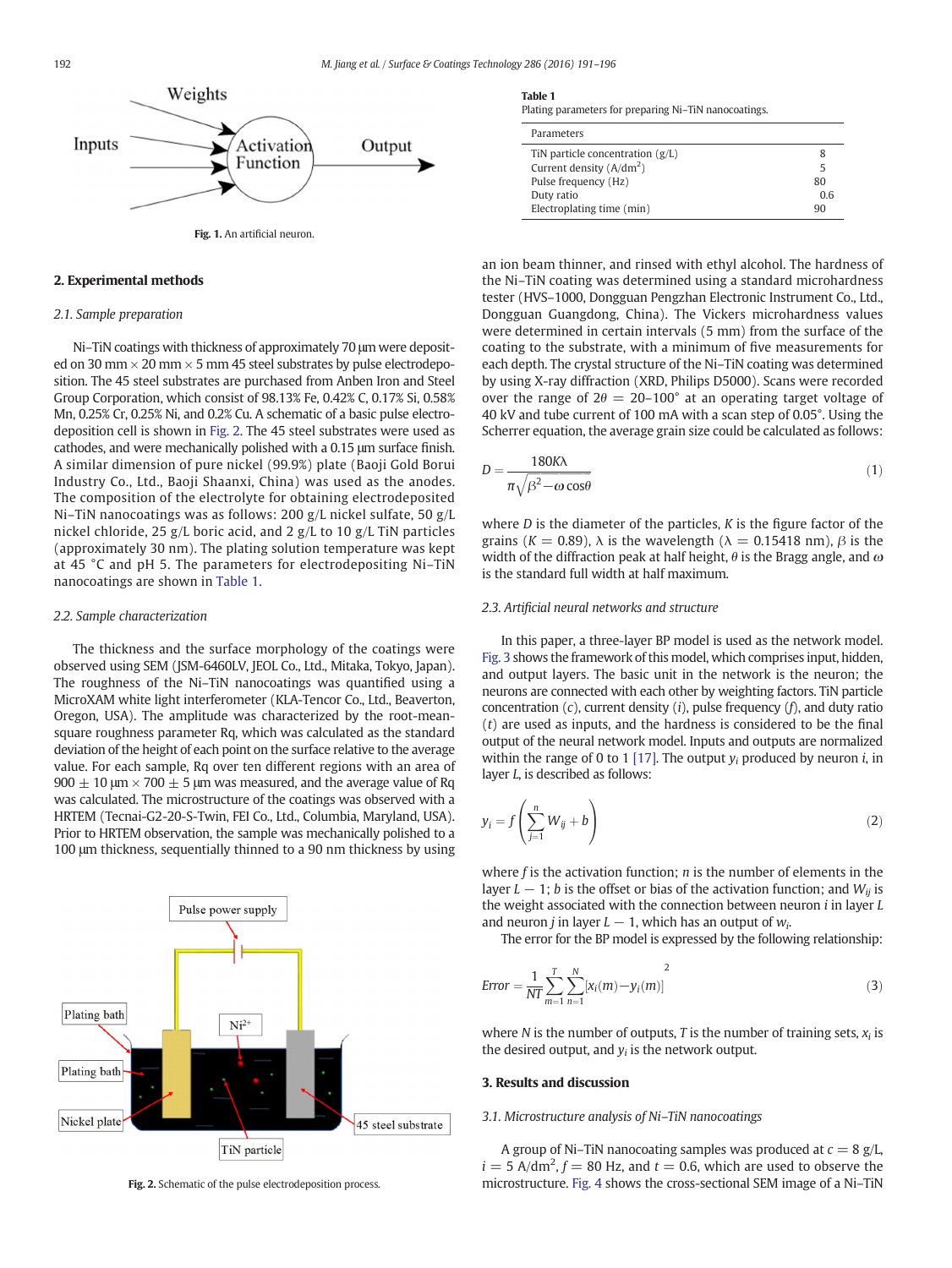Fig. 1. An artificial neuron.

## 2. Experimental methods

### 2.1. Sample preparation

Ni–TiN coatings with thickness of approximately 70 μm were deposited on 30 mm × 20 mm × 5 mm 45 steel substrates by pulse electrodeposition. The 45 steel substrates are purchased from Anben Iron and Steel Group Corporation, which consist of 98.13% Fe, 0.42% C, 0.17% Si, 0.58% Mn, 0.25% Cr, 0.25% Ni, and 0.2% Cu. A schematic of a basic pulse electrodeposition cell is shown in Fig. 2. The 45 steel substrates were used as cathodes, and were mechanically polished with a 0.15 μm surface finish. A similar dimension of pure nickel (99.9%) plate (Baoji Gold Borui Industry Co., Ltd., Baoji Shaanxi, China) was used as the anodes. The composition of the electrolyte for obtaining electrodeposited Ni–TiN nanocoatings was as follows: 200 g/L nickel sulfate, 50 g/L nickel chloride, 25 g/L boric acid, and 2 g/L to 10 g/L TiN particles (approximately 30 nm). The plating solution temperature was kept at 45 °C and pH 5. The parameters for electrodepositing Ni–TiN nanocoatings are shown in Table 1.

### 2.2. Sample characterization

The thickness and the surface morphology of the coatings were observed using SEM (JSM-6460LV, JEOL Co., Ltd., Mitaka, Tokyo, Japan). The roughness of the Ni–TiN nanocoatings was quantified using a MicroXAM white light interferometer (KLA-Tencor Co., Ltd., Beaverton, Oregon, USA). The amplitude was characterized by the root-mean-square roughness parameter Rq, which was calculated as the standard deviation of the height of each point on the surface relative to the average value. For each sample, Rq over ten different regions with an area of 900 ± 10 μm × 700 ± 5 μm was measured, and the average value of Rq was calculated. The microstructure of the coatings was observed with a HRTEM (Tecnai-G2-20-S-Twin, FEI Co., Ltd., Columbia, Maryland, USA). Prior to HRTEM observation, the sample was mechanically polished to a 100 μm thickness, sequentially thinned to a 90 nm thickness by using an ion beam thinner, and rinsed with ethyl alcohol. The hardness of the Ni–TiN coating was determined using a standard microhardness tester (HVS–1000, Dongguan Pengzhan Electronic Instrument Co., Ltd., Dongguan Guangdong, China). The Vickers microhardness values were determined in certain intervals (5 mm) from the surface of the coating to the substrate, with a minimum of five measurements for each depth. The crystal structure of the Ni–TiN coating was determined by using X-ray diffraction (XRD, Philips D5000). Scans were recorded over the range of $2\theta = 20$–$100°$ at an operating target voltage of 40 kV and tube current of 100 mA with a scan step of 0.05°. Using the Scherrer equation, the average grain size could be calculated as follows:

$$D = \frac{180K\lambda}{\pi\sqrt{\beta^2 - \omega}\cos\theta} \quad (1)$$

where $D$ is the diameter of the particles, $K$ is the figure factor of the grains ($K = 0.89$), $\lambda$ is the wavelength ($\lambda = 0.15418$ nm), $\beta$ is the width of the diffraction peak at half height, $\theta$ is the Bragg angle, and $\omega$ is the standard full width at half maximum.

Fig. 2. Schematic of the pulse electrodeposition process.

**Table 1**
Plating parameters for preparing Ni–TiN nanocoatings.

| Parameters | |
|---|---|
| TiN particle concentration (g/L) | 8 |
| Current density (A/dm$^2$) | 5 |
| Pulse frequency (Hz) | 80 |
| Duty ratio | 0.6 |
| Electroplating time (min) | 90 |

### 2.3. Artificial neural networks and structure

In this paper, a three-layer BP model is used as the network model. Fig. 3 shows the framework of this model, which comprises input, hidden, and output layers. The basic unit in the network is the neuron; the neurons are connected with each other by weighting factors. TiN particle concentration ($c$), current density ($i$), pulse frequency ($f$), and duty ratio ($t$) are used as inputs, and the hardness is considered to be the final output of the neural network model. Inputs and outputs are normalized within the range of 0 to 1 [17]. The output $y_i$ produced by neuron $i$, in layer $L$, is described as follows:

$$y_i = f\left(\sum_{j=1}^{n} W_{ij} + b\right) \quad (2)$$

where $f$ is the activation function; $n$ is the number of elements in the layer $L - 1$; $b$ is the offset or bias of the activation function; and $W_{ij}$ is the weight associated with the connection between neuron $i$ in layer $L$ and neuron $j$ in layer $L - 1$, which has an output of $w_i$.

The error for the BP model is expressed by the following relationship:

$$Error = \frac{1}{NT}\sum_{m=1}^{T}\sum_{n=1}^{N}[x_i(m) - y_i(m)]^2 \quad (3)$$

where $N$ is the number of outputs, $T$ is the number of training sets, $x_i$ is the desired output, and $y_i$ is the network output.

## 3. Results and discussion

### 3.1. Microstructure analysis of Ni–TiN nanocoatings

A group of Ni–TiN nanocoating samples was produced at $c = 8$ g/L, $i = 5$ A/dm$^2$, $f = 80$ Hz, and $t = 0.6$, which are used to observe the microstructure. Fig. 4 shows the cross-sectional SEM image of a Ni–TiN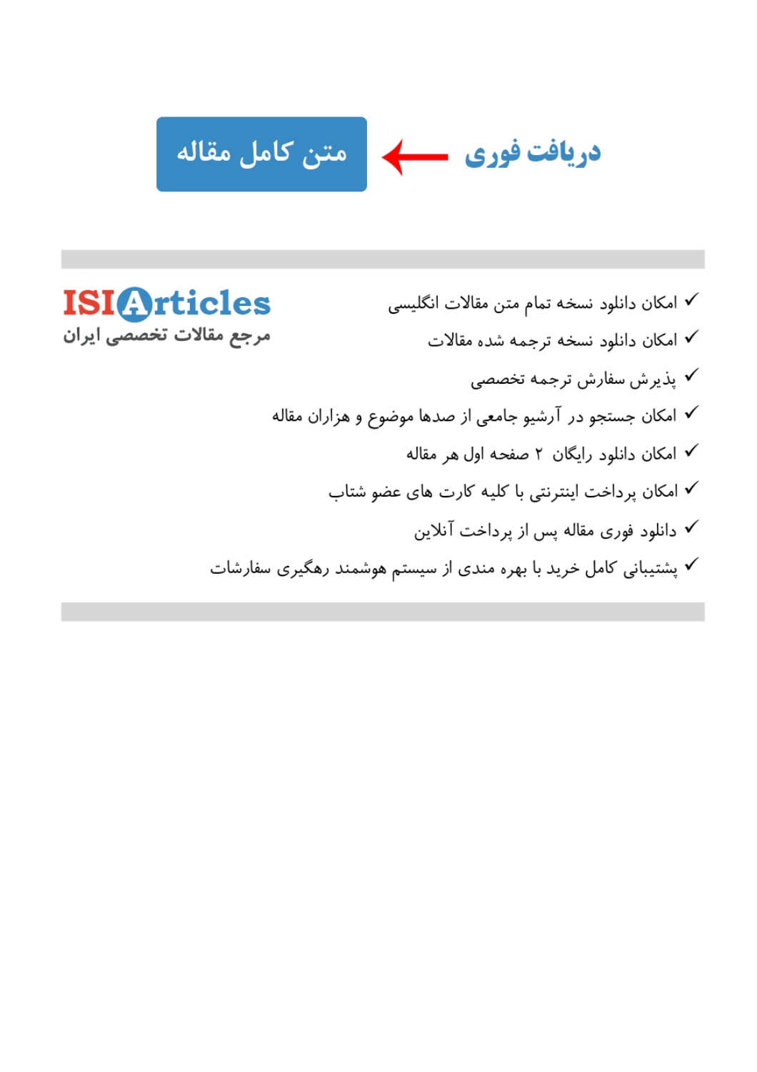دریافت فوری ← **متن کامل مقاله**

**ISIArticles**
مرجع مقالات تخصصی ایران

- ✓ امکان دانلود نسخه تمام متن مقالات انگلیسی
- ✓ امکان دانلود نسخه ترجمه شده مقالات
- ✓ پذیرش سفارش ترجمه تخصصی
- ✓ امکان جستجو در آرشیو جامعی از صدها موضوع و هزاران مقاله
- ✓ امکان دانلود رایگان ۲ صفحه اول هر مقاله
- ✓ امکان پرداخت اینترنتی با کلیه کارت های عضو شتاب
- ✓ دانلود فوری مقاله پس از پرداخت آنلاین
- ✓ پشتیبانی کامل خرید با بهره مندی از سیستم هوشمند رهگیری سفارشات